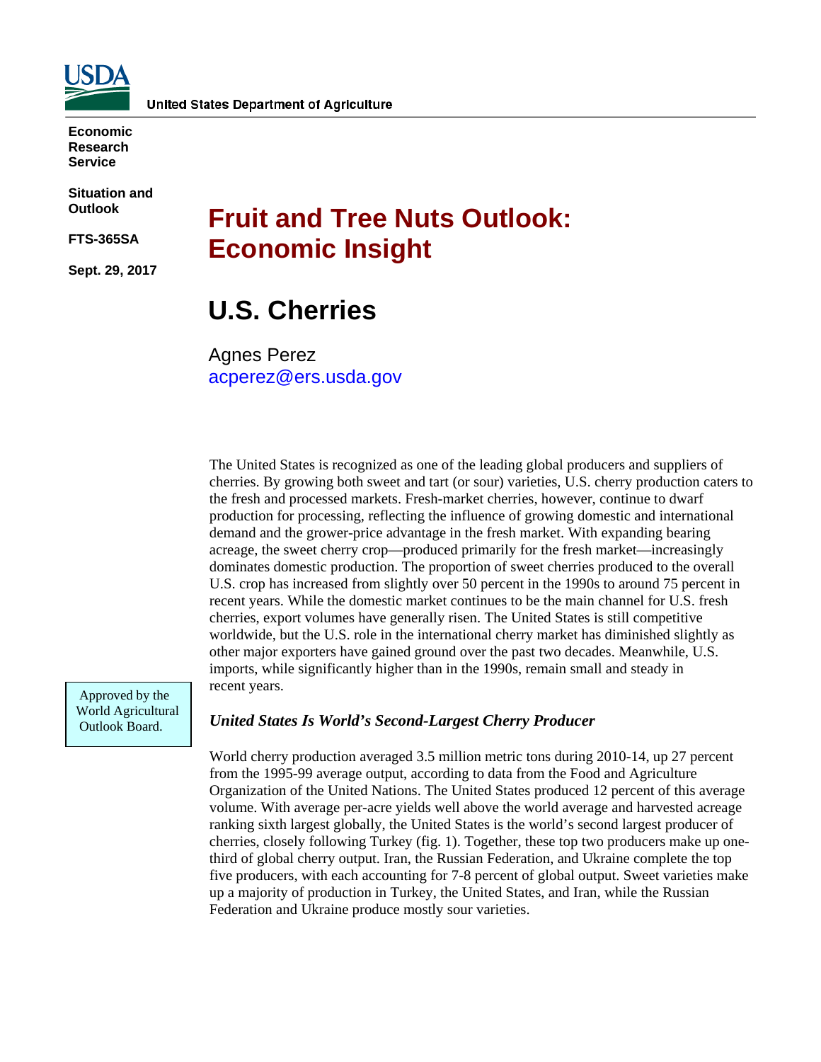USDA

United States Department of Agriculture

**Economic Research Service**

**Situation and Outlook**

**FTS-365SA**

**Sept. 29, 2017**

# Fruit and Tree Nuts Outlook: Economic Insight

## U.S. Cherries

Agnes Perez
acperez@ers.usda.gov

Approved by the World Agricultural Outlook Board.

The United States is recognized as one of the leading global producers and suppliers of cherries. By growing both sweet and tart (or sour) varieties, U.S. cherry production caters to the fresh and processed markets. Fresh-market cherries, however, continue to dwarf production for processing, reflecting the influence of growing domestic and international demand and the grower-price advantage in the fresh market. With expanding bearing acreage, the sweet cherry crop—produced primarily for the fresh market—increasingly dominates domestic production. The proportion of sweet cherries produced to the overall U.S. crop has increased from slightly over 50 percent in the 1990s to around 75 percent in recent years. While the domestic market continues to be the main channel for U.S. fresh cherries, export volumes have generally risen. The United States is still competitive worldwide, but the U.S. role in the international cherry market has diminished slightly as other major exporters have gained ground over the past two decades. Meanwhile, U.S. imports, while significantly higher than in the 1990s, remain small and steady in recent years.

### *United States Is World's Second-Largest Cherry Producer*

World cherry production averaged 3.5 million metric tons during 2010-14, up 27 percent from the 1995-99 average output, according to data from the Food and Agriculture Organization of the United Nations. The United States produced 12 percent of this average volume. With average per-acre yields well above the world average and harvested acreage ranking sixth largest globally, the United States is the world's second largest producer of cherries, closely following Turkey (fig. 1). Together, these top two producers make up one-third of global cherry output. Iran, the Russian Federation, and Ukraine complete the top five producers, with each accounting for 7-8 percent of global output. Sweet varieties make up a majority of production in Turkey, the United States, and Iran, while the Russian Federation and Ukraine produce mostly sour varieties.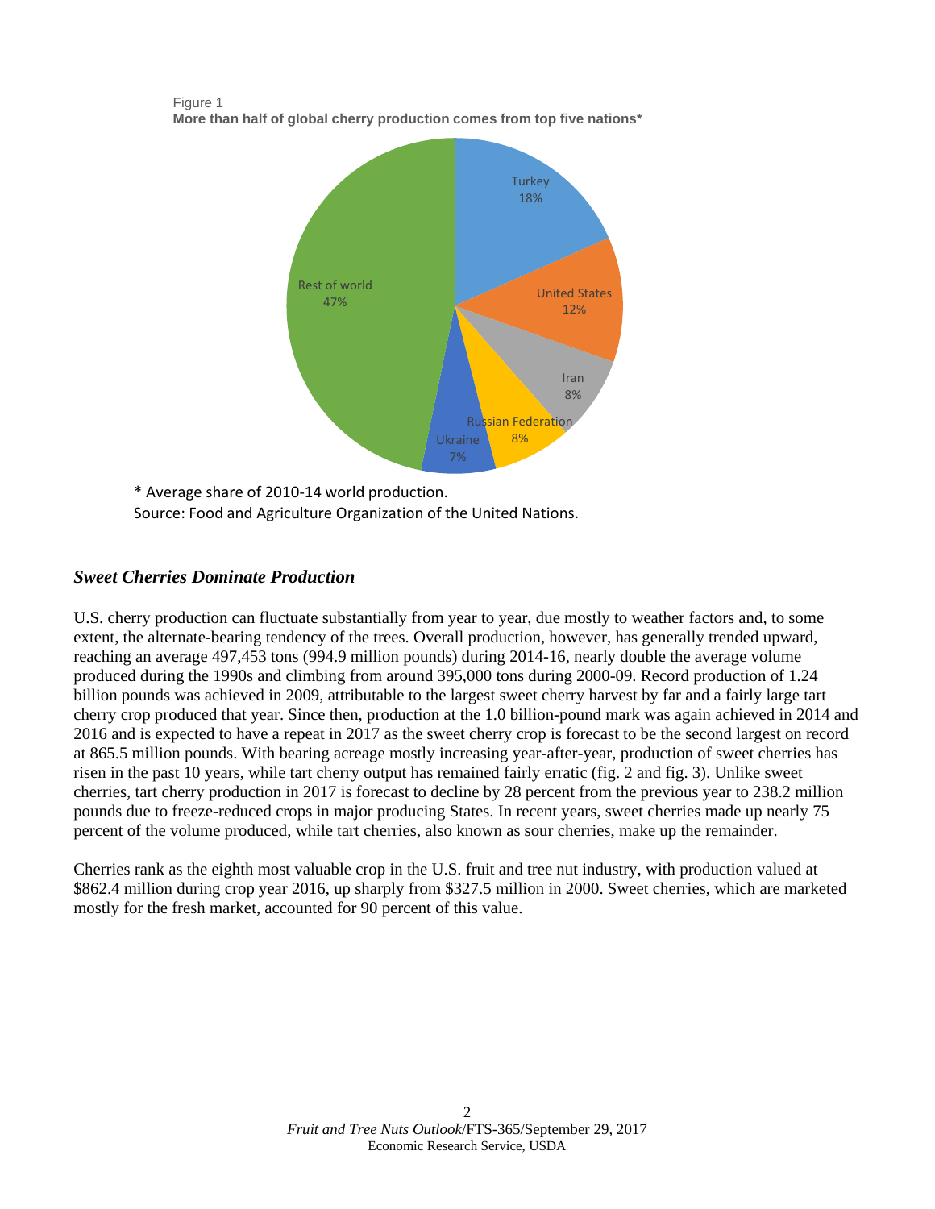Figure 1
**More than half of global cherry production comes from top five nations***

Turkey 18%
United States 12%
Iran 8%
Russian Federation 8%
Ukraine 7%
Rest of world 47%

\* Average share of 2010-14 world production.
Source: Food and Agriculture Organization of the United Nations.

### *Sweet Cherries Dominate Production*

U.S. cherry production can fluctuate substantially from year to year, due mostly to weather factors and, to some extent, the alternate-bearing tendency of the trees. Overall production, however, has generally trended upward, reaching an average 497,453 tons (994.9 million pounds) during 2014-16, nearly double the average volume produced during the 1990s and climbing from around 395,000 tons during 2000-09. Record production of 1.24 billion pounds was achieved in 2009, attributable to the largest sweet cherry harvest by far and a fairly large tart cherry crop produced that year. Since then, production at the 1.0 billion-pound mark was again achieved in 2014 and 2016 and is expected to have a repeat in 2017 as the sweet cherry crop is forecast to be the second largest on record at 865.5 million pounds. With bearing acreage mostly increasing year-after-year, production of sweet cherries has risen in the past 10 years, while tart cherry output has remained fairly erratic (fig. 2 and fig. 3). Unlike sweet cherries, tart cherry production in 2017 is forecast to decline by 28 percent from the previous year to 238.2 million pounds due to freeze-reduced crops in major producing States. In recent years, sweet cherries made up nearly 75 percent of the volume produced, while tart cherries, also known as sour cherries, make up the remainder.

Cherries rank as the eighth most valuable crop in the U.S. fruit and tree nut industry, with production valued at $862.4 million during crop year 2016, up sharply from $327.5 million in 2000. Sweet cherries, which are marketed mostly for the fresh market, accounted for 90 percent of this value.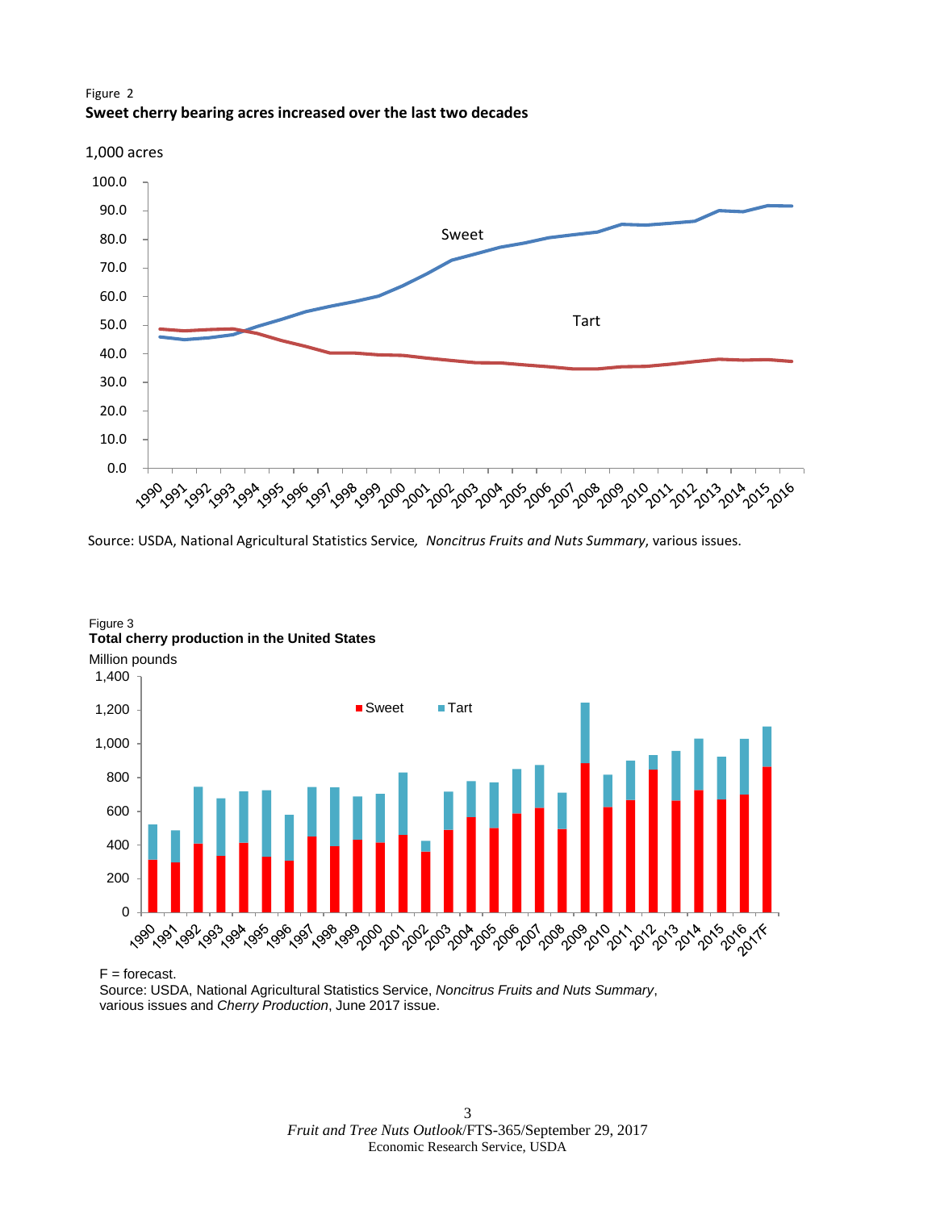Figure 2

**Sweet cherry bearing acres increased over the last two decades**

1,000 acres

Source: USDA, National Agricultural Statistics Service, *Noncitrus Fruits and Nuts Summary*, various issues.

Figure 3

**Total cherry production in the United States**

Million pounds

F = forecast.

Source: USDA, National Agricultural Statistics Service, *Noncitrus Fruits and Nuts Summary*, various issues and *Cherry Production*, June 2017 issue.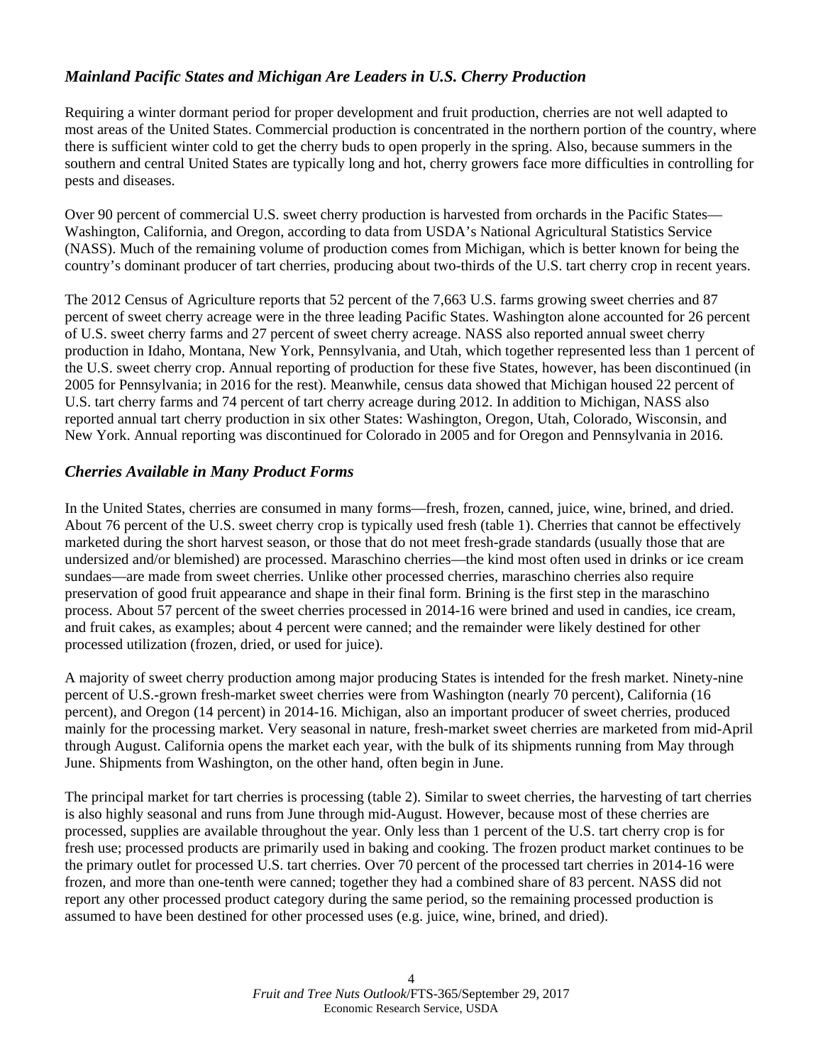## *Mainland Pacific States and Michigan Are Leaders in U.S. Cherry Production*

Requiring a winter dormant period for proper development and fruit production, cherries are not well adapted to most areas of the United States. Commercial production is concentrated in the northern portion of the country, where there is sufficient winter cold to get the cherry buds to open properly in the spring. Also, because summers in the southern and central United States are typically long and hot, cherry growers face more difficulties in controlling for pests and diseases.

Over 90 percent of commercial U.S. sweet cherry production is harvested from orchards in the Pacific States—Washington, California, and Oregon, according to data from USDA's National Agricultural Statistics Service (NASS). Much of the remaining volume of production comes from Michigan, which is better known for being the country's dominant producer of tart cherries, producing about two-thirds of the U.S. tart cherry crop in recent years.

The 2012 Census of Agriculture reports that 52 percent of the 7,663 U.S. farms growing sweet cherries and 87 percent of sweet cherry acreage were in the three leading Pacific States. Washington alone accounted for 26 percent of U.S. sweet cherry farms and 27 percent of sweet cherry acreage. NASS also reported annual sweet cherry production in Idaho, Montana, New York, Pennsylvania, and Utah, which together represented less than 1 percent of the U.S. sweet cherry crop. Annual reporting of production for these five States, however, has been discontinued (in 2005 for Pennsylvania; in 2016 for the rest). Meanwhile, census data showed that Michigan housed 22 percent of U.S. tart cherry farms and 74 percent of tart cherry acreage during 2012. In addition to Michigan, NASS also reported annual tart cherry production in six other States: Washington, Oregon, Utah, Colorado, Wisconsin, and New York. Annual reporting was discontinued for Colorado in 2005 and for Oregon and Pennsylvania in 2016.

## *Cherries Available in Many Product Forms*

In the United States, cherries are consumed in many forms—fresh, frozen, canned, juice, wine, brined, and dried. About 76 percent of the U.S. sweet cherry crop is typically used fresh (table 1). Cherries that cannot be effectively marketed during the short harvest season, or those that do not meet fresh-grade standards (usually those that are undersized and/or blemished) are processed. Maraschino cherries—the kind most often used in drinks or ice cream sundaes—are made from sweet cherries. Unlike other processed cherries, maraschino cherries also require preservation of good fruit appearance and shape in their final form. Brining is the first step in the maraschino process. About 57 percent of the sweet cherries processed in 2014-16 were brined and used in candies, ice cream, and fruit cakes, as examples; about 4 percent were canned; and the remainder were likely destined for other processed utilization (frozen, dried, or used for juice).

A majority of sweet cherry production among major producing States is intended for the fresh market. Ninety-nine percent of U.S.-grown fresh-market sweet cherries were from Washington (nearly 70 percent), California (16 percent), and Oregon (14 percent) in 2014-16. Michigan, also an important producer of sweet cherries, produced mainly for the processing market. Very seasonal in nature, fresh-market sweet cherries are marketed from mid-April through August. California opens the market each year, with the bulk of its shipments running from May through June. Shipments from Washington, on the other hand, often begin in June.

The principal market for tart cherries is processing (table 2). Similar to sweet cherries, the harvesting of tart cherries is also highly seasonal and runs from June through mid-August. However, because most of these cherries are processed, supplies are available throughout the year. Only less than 1 percent of the U.S. tart cherry crop is for fresh use; processed products are primarily used in baking and cooking. The frozen product market continues to be the primary outlet for processed U.S. tart cherries. Over 70 percent of the processed tart cherries in 2014-16 were frozen, and more than one-tenth were canned; together they had a combined share of 83 percent. NASS did not report any other processed product category during the same period, so the remaining processed production is assumed to have been destined for other processed uses (e.g. juice, wine, brined, and dried).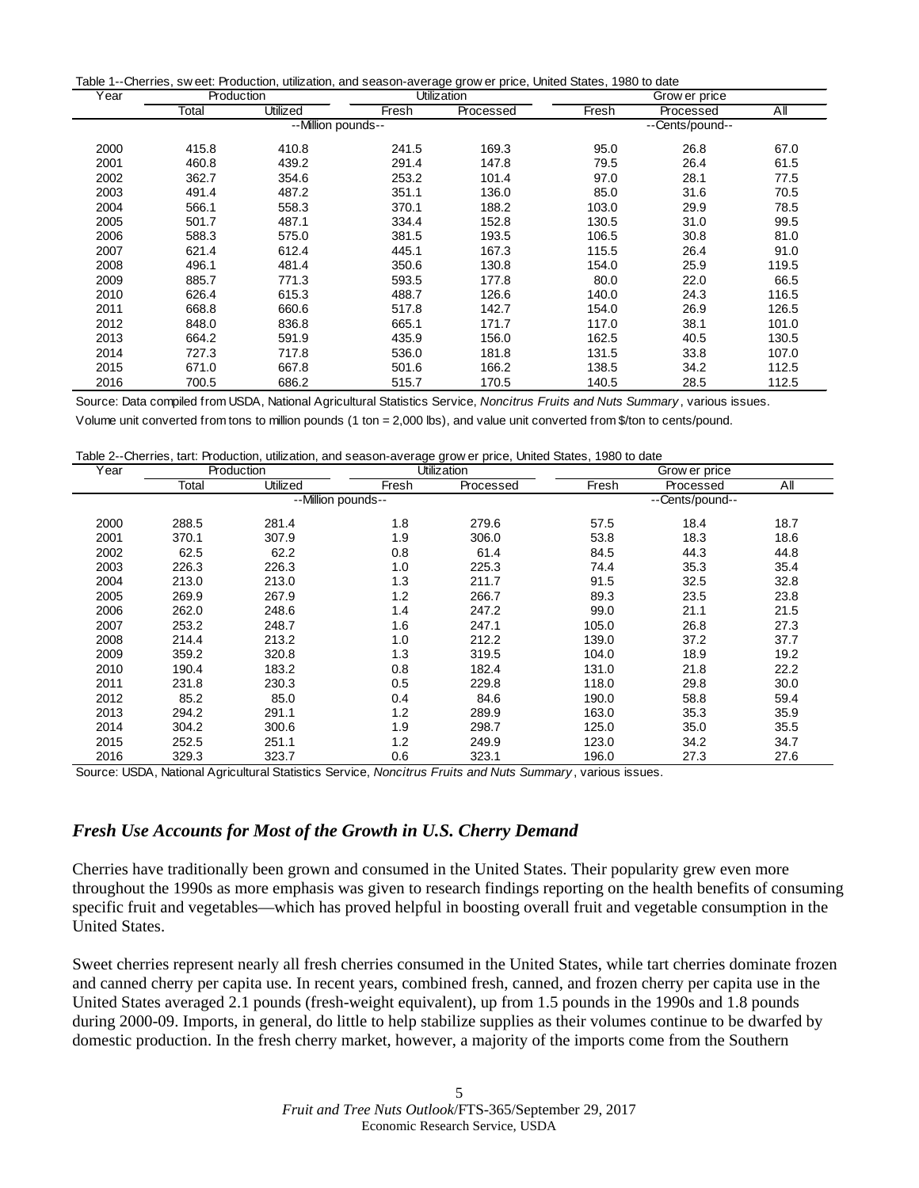Table 1--Cherries, sweet: Production, utilization, and season-average grower price, United States, 1980 to date

| Year | Production | | Utilization | | Grower price | | |
|---|---|---|---|---|---|---|---|
| | Total | Utilized | Fresh | Processed | Fresh | Processed | All |
| | --Million pounds-- | | | | --Cents/pound-- | | |
| 2000 | 415.8 | 410.8 | 241.5 | 169.3 | 95.0 | 26.8 | 67.0 |
| 2001 | 460.8 | 439.2 | 291.4 | 147.8 | 79.5 | 26.4 | 61.5 |
| 2002 | 362.7 | 354.6 | 253.2 | 101.4 | 97.0 | 28.1 | 77.5 |
| 2003 | 491.4 | 487.2 | 351.1 | 136.0 | 85.0 | 31.6 | 70.5 |
| 2004 | 566.1 | 558.3 | 370.1 | 188.2 | 103.0 | 29.9 | 78.5 |
| 2005 | 501.7 | 487.1 | 334.4 | 152.8 | 130.5 | 31.0 | 99.5 |
| 2006 | 588.3 | 575.0 | 381.5 | 193.5 | 106.5 | 30.8 | 81.0 |
| 2007 | 621.4 | 612.4 | 445.1 | 167.3 | 115.5 | 26.4 | 91.0 |
| 2008 | 496.1 | 481.4 | 350.6 | 130.8 | 154.0 | 25.9 | 119.5 |
| 2009 | 885.7 | 771.3 | 593.5 | 177.8 | 80.0 | 22.0 | 66.5 |
| 2010 | 626.4 | 615.3 | 488.7 | 126.6 | 140.0 | 24.3 | 116.5 |
| 2011 | 668.8 | 660.6 | 517.8 | 142.7 | 154.0 | 26.9 | 126.5 |
| 2012 | 848.0 | 836.8 | 665.1 | 171.7 | 117.0 | 38.1 | 101.0 |
| 2013 | 664.2 | 591.9 | 435.9 | 156.0 | 162.5 | 40.5 | 130.5 |
| 2014 | 727.3 | 717.8 | 536.0 | 181.8 | 131.5 | 33.8 | 107.0 |
| 2015 | 671.0 | 667.8 | 501.6 | 166.2 | 138.5 | 34.2 | 112.5 |
| 2016 | 700.5 | 686.2 | 515.7 | 170.5 | 140.5 | 28.5 | 112.5 |

Source: Data compiled from USDA, National Agricultural Statistics Service, *Noncitrus Fruits and Nuts Summary*, various issues.
Volume unit converted from tons to million pounds (1 ton = 2,000 lbs), and value unit converted from $/ton to cents/pound.

Table 2--Cherries, tart: Production, utilization, and season-average grower price, United States, 1980 to date

| Year | Production | | Utilization | | Grower price | | |
|---|---|---|---|---|---|---|---|
| | Total | Utilized | Fresh | Processed | Fresh | Processed | All |
| | --Million pounds-- | | | | --Cents/pound-- | | |
| 2000 | 288.5 | 281.4 | 1.8 | 279.6 | 57.5 | 18.4 | 18.7 |
| 2001 | 370.1 | 307.9 | 1.9 | 306.0 | 53.8 | 18.3 | 18.6 |
| 2002 | 62.5 | 62.2 | 0.8 | 61.4 | 84.5 | 44.3 | 44.8 |
| 2003 | 226.3 | 226.3 | 1.0 | 225.3 | 74.4 | 35.3 | 35.4 |
| 2004 | 213.0 | 213.0 | 1.3 | 211.7 | 91.5 | 32.5 | 32.8 |
| 2005 | 269.9 | 267.9 | 1.2 | 266.7 | 89.3 | 23.5 | 23.8 |
| 2006 | 262.0 | 248.6 | 1.4 | 247.2 | 99.0 | 21.1 | 21.5 |
| 2007 | 253.2 | 248.7 | 1.6 | 247.1 | 105.0 | 26.8 | 27.3 |
| 2008 | 214.4 | 213.2 | 1.0 | 212.2 | 139.0 | 37.2 | 37.7 |
| 2009 | 359.2 | 320.8 | 1.3 | 319.5 | 104.0 | 18.9 | 19.2 |
| 2010 | 190.4 | 183.2 | 0.8 | 182.4 | 131.0 | 21.8 | 22.2 |
| 2011 | 231.8 | 230.3 | 0.5 | 229.8 | 118.0 | 29.8 | 30.0 |
| 2012 | 85.2 | 85.0 | 0.4 | 84.6 | 190.0 | 58.8 | 59.4 |
| 2013 | 294.2 | 291.1 | 1.2 | 289.9 | 163.0 | 35.3 | 35.9 |
| 2014 | 304.2 | 300.6 | 1.9 | 298.7 | 125.0 | 35.0 | 35.5 |
| 2015 | 252.5 | 251.1 | 1.2 | 249.9 | 123.0 | 34.2 | 34.7 |
| 2016 | 329.3 | 323.7 | 0.6 | 323.1 | 196.0 | 27.3 | 27.6 |

Source: USDA, National Agricultural Statistics Service, *Noncitrus Fruits and Nuts Summary*, various issues.

### *Fresh Use Accounts for Most of the Growth in U.S. Cherry Demand*

Cherries have traditionally been grown and consumed in the United States. Their popularity grew even more throughout the 1990s as more emphasis was given to research findings reporting on the health benefits of consuming specific fruit and vegetables—which has proved helpful in boosting overall fruit and vegetable consumption in the United States.

Sweet cherries represent nearly all fresh cherries consumed in the United States, while tart cherries dominate frozen and canned cherry per capita use. In recent years, combined fresh, canned, and frozen cherry per capita use in the United States averaged 2.1 pounds (fresh-weight equivalent), up from 1.5 pounds in the 1990s and 1.8 pounds during 2000-09. Imports, in general, do little to help stabilize supplies as their volumes continue to be dwarfed by domestic production. In the fresh cherry market, however, a majority of the imports come from the Southern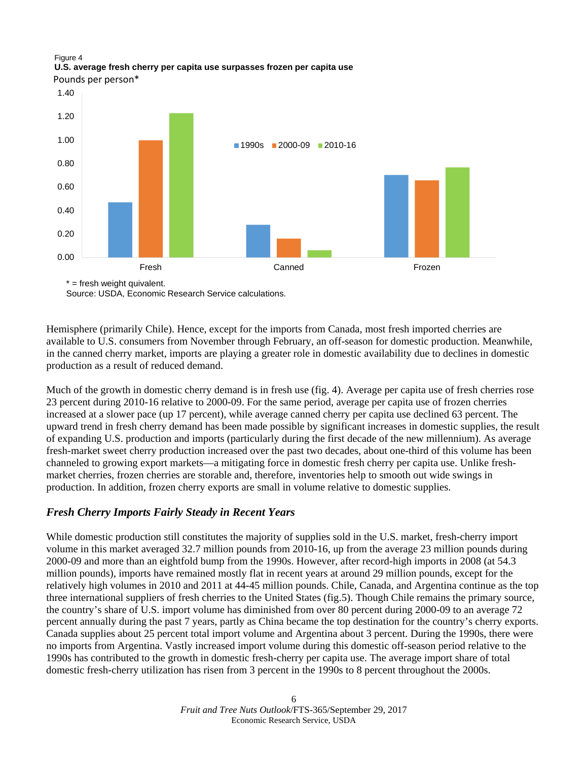Figure 4
**U.S. average fresh cherry per capita use surpasses frozen per capita use**

Pounds per person*

\* = fresh weight quivalent.
Source: USDA, Economic Research Service calculations.

Hemisphere (primarily Chile). Hence, except for the imports from Canada, most fresh imported cherries are available to U.S. consumers from November through February, an off-season for domestic production. Meanwhile, in the canned cherry market, imports are playing a greater role in domestic availability due to declines in domestic production as a result of reduced demand.

Much of the growth in domestic cherry demand is in fresh use (fig. 4). Average per capita use of fresh cherries rose 23 percent during 2010-16 relative to 2000-09. For the same period, average per capita use of frozen cherries increased at a slower pace (up 17 percent), while average canned cherry per capita use declined 63 percent. The upward trend in fresh cherry demand has been made possible by significant increases in domestic supplies, the result of expanding U.S. production and imports (particularly during the first decade of the new millennium). As average fresh-market sweet cherry production increased over the past two decades, about one-third of this volume has been channeled to growing export markets—a mitigating force in domestic fresh cherry per capita use. Unlike fresh-market cherries, frozen cherries are storable and, therefore, inventories help to smooth out wide swings in production. In addition, frozen cherry exports are small in volume relative to domestic supplies.

### *Fresh Cherry Imports Fairly Steady in Recent Years*

While domestic production still constitutes the majority of supplies sold in the U.S. market, fresh-cherry import volume in this market averaged 32.7 million pounds from 2010-16, up from the average 23 million pounds during 2000-09 and more than an eightfold bump from the 1990s. However, after record-high imports in 2008 (at 54.3 million pounds), imports have remained mostly flat in recent years at around 29 million pounds, except for the relatively high volumes in 2010 and 2011 at 44-45 million pounds. Chile, Canada, and Argentina continue as the top three international suppliers of fresh cherries to the United States (fig.5). Though Chile remains the primary source, the country's share of U.S. import volume has diminished from over 80 percent during 2000-09 to an average 72 percent annually during the past 7 years, partly as China became the top destination for the country's cherry exports. Canada supplies about 25 percent total import volume and Argentina about 3 percent. During the 1990s, there were no imports from Argentina. Vastly increased import volume during this domestic off-season period relative to the 1990s has contributed to the growth in domestic fresh-cherry per capita use. The average import share of total domestic fresh-cherry utilization has risen from 3 percent in the 1990s to 8 percent throughout the 2000s.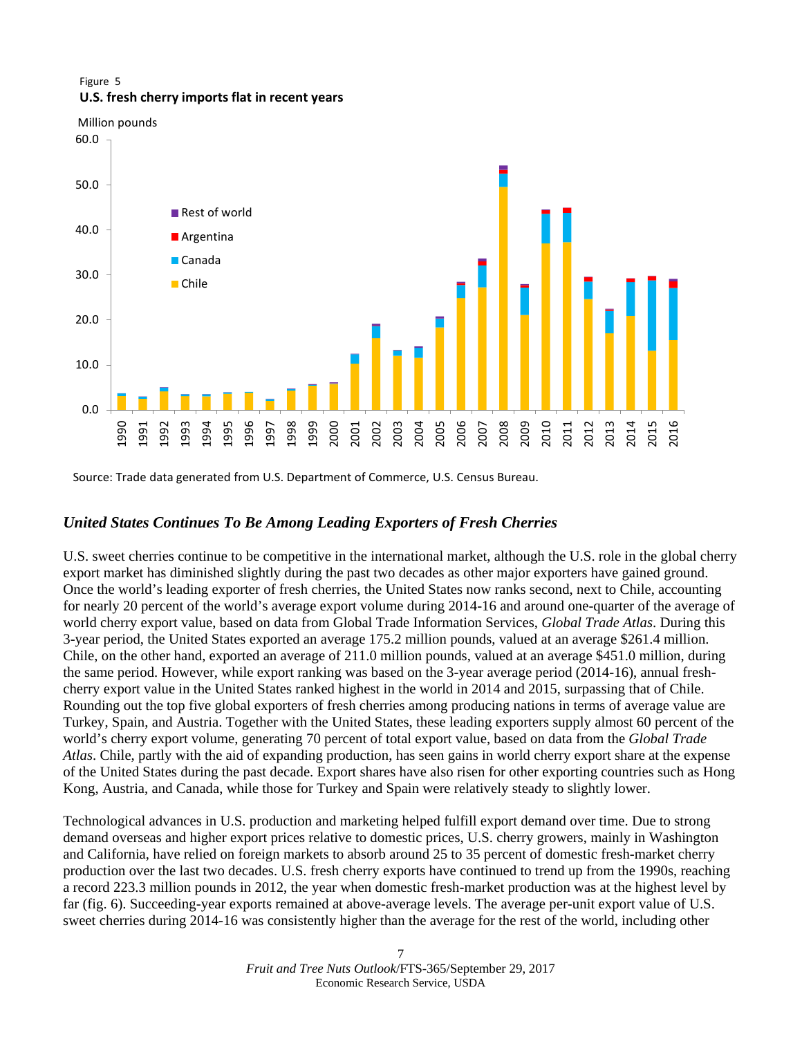Figure 5

**U.S. fresh cherry imports flat in recent years**

Source: Trade data generated from U.S. Department of Commerce, U.S. Census Bureau.

### *United States Continues To Be Among Leading Exporters of Fresh Cherries*

U.S. sweet cherries continue to be competitive in the international market, although the U.S. role in the global cherry export market has diminished slightly during the past two decades as other major exporters have gained ground. Once the world's leading exporter of fresh cherries, the United States now ranks second, next to Chile, accounting for nearly 20 percent of the world's average export volume during 2014-16 and around one-quarter of the average of world cherry export value, based on data from Global Trade Information Services, *Global Trade Atlas*. During this 3-year period, the United States exported an average 175.2 million pounds, valued at an average $261.4 million. Chile, on the other hand, exported an average of 211.0 million pounds, valued at an average $451.0 million, during the same period. However, while export ranking was based on the 3-year average period (2014-16), annual fresh-cherry export value in the United States ranked highest in the world in 2014 and 2015, surpassing that of Chile. Rounding out the top five global exporters of fresh cherries among producing nations in terms of average value are Turkey, Spain, and Austria. Together with the United States, these leading exporters supply almost 60 percent of the world's cherry export volume, generating 70 percent of total export value, based on data from the *Global Trade Atlas*. Chile, partly with the aid of expanding production, has seen gains in world cherry export share at the expense of the United States during the past decade. Export shares have also risen for other exporting countries such as Hong Kong, Austria, and Canada, while those for Turkey and Spain were relatively steady to slightly lower.

Technological advances in U.S. production and marketing helped fulfill export demand over time. Due to strong demand overseas and higher export prices relative to domestic prices, U.S. cherry growers, mainly in Washington and California, have relied on foreign markets to absorb around 25 to 35 percent of domestic fresh-market cherry production over the last two decades. U.S. fresh cherry exports have continued to trend up from the 1990s, reaching a record 223.3 million pounds in 2012, the year when domestic fresh-market production was at the highest level by far (fig. 6). Succeeding-year exports remained at above-average levels. The average per-unit export value of U.S. sweet cherries during 2014-16 was consistently higher than the average for the rest of the world, including other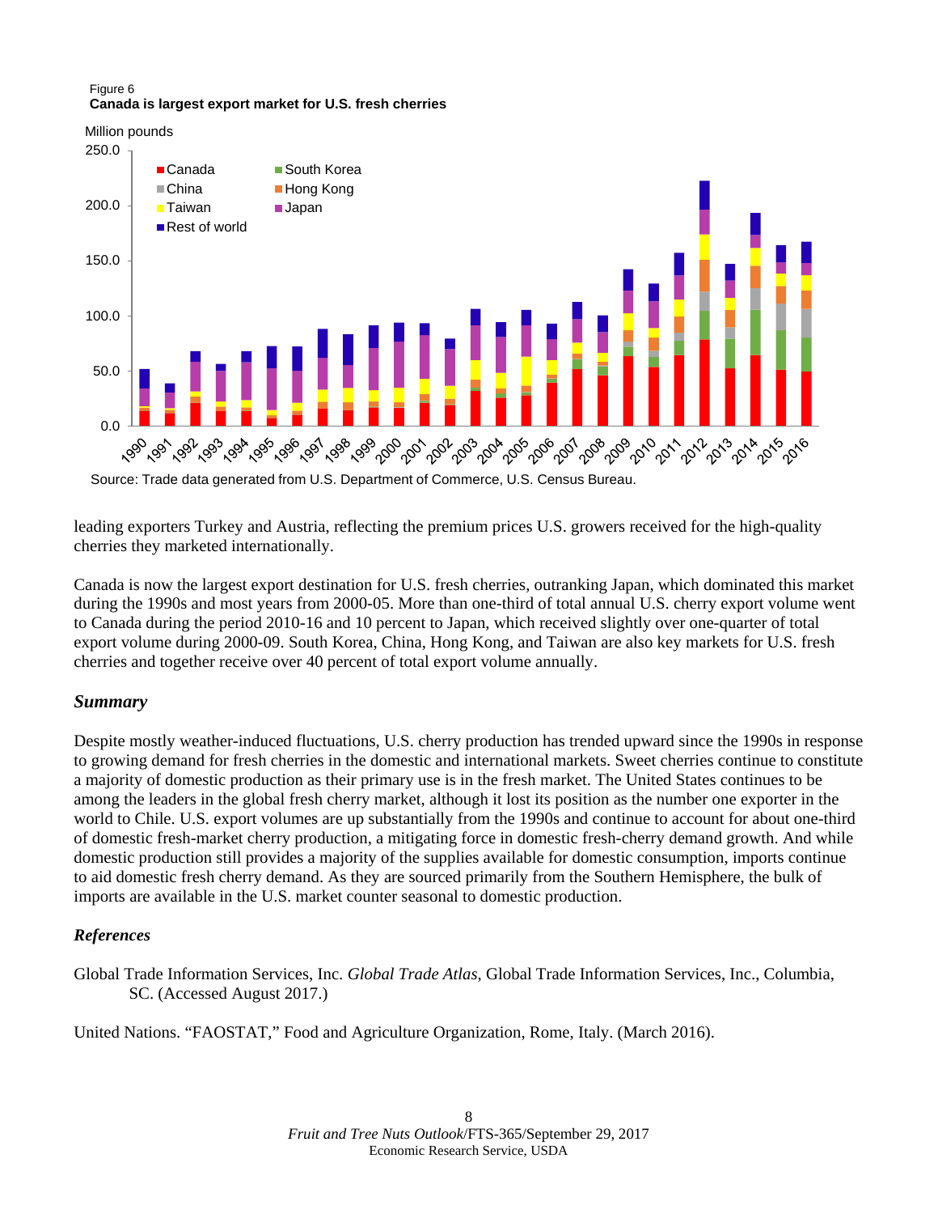Figure 6

**Canada is largest export market for U.S. fresh cherries**

Source: Trade data generated from U.S. Department of Commerce, U.S. Census Bureau.

leading exporters Turkey and Austria, reflecting the premium prices U.S. growers received for the high-quality cherries they marketed internationally.

Canada is now the largest export destination for U.S. fresh cherries, outranking Japan, which dominated this market during the 1990s and most years from 2000-05. More than one-third of total annual U.S. cherry export volume went to Canada during the period 2010-16 and 10 percent to Japan, which received slightly over one-quarter of total export volume during 2000-09. South Korea, China, Hong Kong, and Taiwan are also key markets for U.S. fresh cherries and together receive over 40 percent of total export volume annually.

### *Summary*

Despite mostly weather-induced fluctuations, U.S. cherry production has trended upward since the 1990s in response to growing demand for fresh cherries in the domestic and international markets. Sweet cherries continue to constitute a majority of domestic production as their primary use is in the fresh market. The United States continues to be among the leaders in the global fresh cherry market, although it lost its position as the number one exporter in the world to Chile. U.S. export volumes are up substantially from the 1990s and continue to account for about one-third of domestic fresh-market cherry production, a mitigating force in domestic fresh-cherry demand growth. And while domestic production still provides a majority of the supplies available for domestic consumption, imports continue to aid domestic fresh cherry demand. As they are sourced primarily from the Southern Hemisphere, the bulk of imports are available in the U.S. market counter seasonal to domestic production.

### *References*

Global Trade Information Services, Inc. *Global Trade Atlas*, Global Trade Information Services, Inc., Columbia, SC. (Accessed August 2017.)

United Nations. "FAOSTAT," Food and Agriculture Organization, Rome, Italy. (March 2016).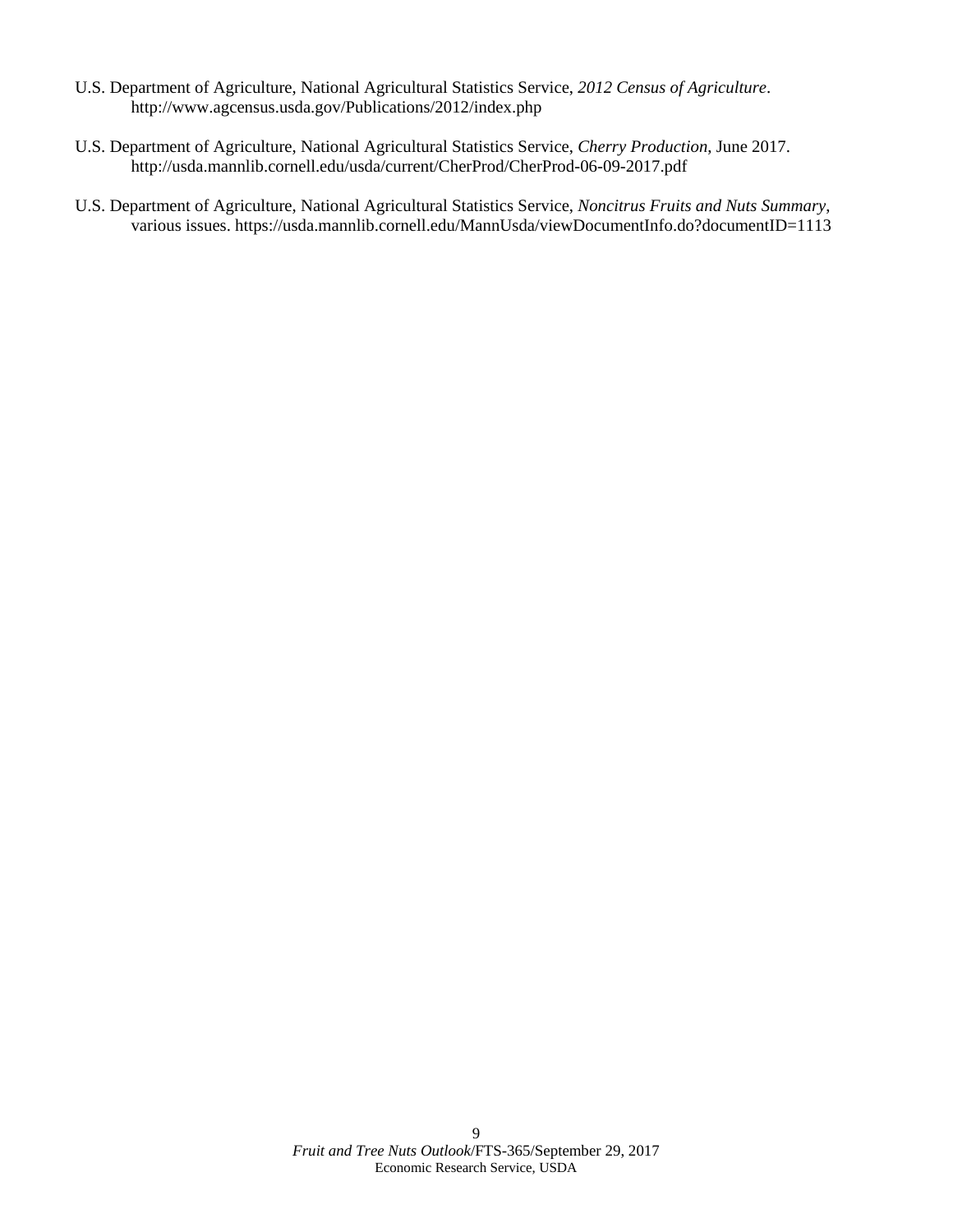U.S. Department of Agriculture, National Agricultural Statistics Service, *2012 Census of Agriculture*. http://www.agcensus.usda.gov/Publications/2012/index.php

U.S. Department of Agriculture, National Agricultural Statistics Service, *Cherry Production*, June 2017. http://usda.mannlib.cornell.edu/usda/current/CherProd/CherProd-06-09-2017.pdf

U.S. Department of Agriculture, National Agricultural Statistics Service, *Noncitrus Fruits and Nuts Summary*, various issues. https://usda.mannlib.cornell.edu/MannUsda/viewDocumentInfo.do?documentID=1113